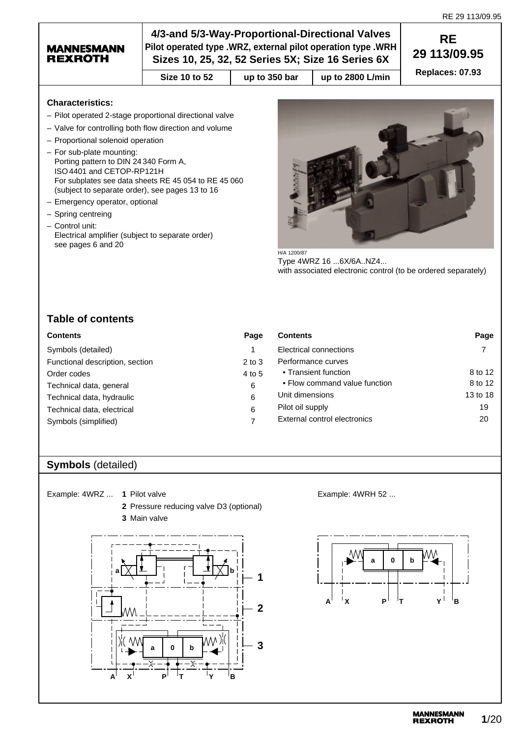**MANNESMANN REXROTH**

# 4/3-and 5/3-Way-Proportional-Directional Valves

**Pilot operated type .WRZ, external pilot operation type .WRH**
**Sizes 10, 25, 32, 52 Series 5X; Size 16 Series 6X**

| Size 10 to 52 | up to 350 bar | up to 2800 L/min |
|---|---|---|

**RE 29 113/09.95**

**Replaces: 07.93**

**Characteristics:**

- Pilot operated 2-stage proportional directional valve
- Valve for controlling both flow direction and volume
- Proportional solenoid operation
- For sub-plate mounting:
  Porting pattern to DIN 24 340 Form A,
  ISO 4401 and CETOP-RP121H
  For subplates see data sheets RE 45 054 to RE 45 060 (subject to separate order), see pages 13 to 16
- Emergency operator, optional
- Spring centreing
- Control unit:
  Electrical amplifier (subject to separate order)
  see pages 6 and 20

H/A 1200/87

Type 4WRZ 16 ...6X/6A..NZ4...
with associated electronic control (to be ordered separately)

## Table of contents

| Contents | Page |
|---|---|
| Symbols (detailed) | 1 |
| Functional description, section | 2 to 3 |
| Order codes | 4 to 5 |
| Technical data, general | 6 |
| Technical data, hydraulic | 6 |
| Technical data, electrical | 6 |
| Symbols (simplified) | 7 |
| Electrical connections | 7 |
| Performance curves | |
| • Transient function | 8 to 12 |
| • Flow command value function | 8 to 12 |
| Unit dimensions | 13 to 18 |
| Pilot oil supply | 19 |
| External control electronics | 20 |

## Symbols (detailed)

Example: 4WRZ ...
**1** Pilot valve
**2** Pressure reducing valve D3 (optional)
**3** Main valve

Example: 4WRH 52 ...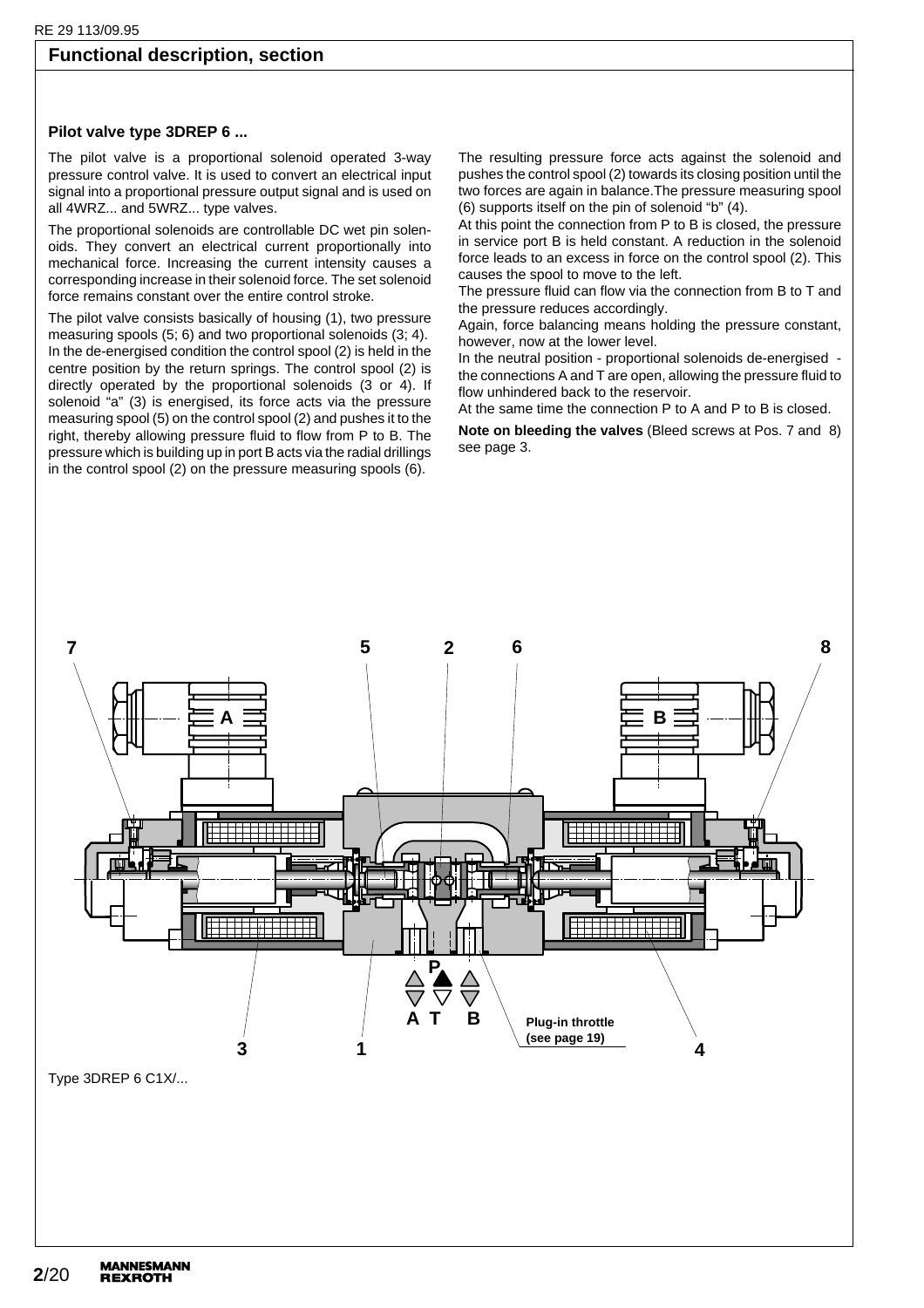## Functional description, section

### Pilot valve type 3DREP 6 ...

The pilot valve is a proportional solenoid operated 3-way pressure control valve. It is used to convert an electrical input signal into a proportional pressure output signal and is used on all 4WRZ... and 5WRZ... type valves.

The proportional solenoids are controllable DC wet pin solenoids. They convert an electrical current proportionally into mechanical force. Increasing the current intensity causes a corresponding increase in their solenoid force. The set solenoid force remains constant over the entire control stroke.

The pilot valve consists basically of housing (1), two pressure measuring spools (5; 6) and two proportional solenoids (3; 4).
In the de-energised condition the control spool (2) is held in the centre position by the return springs. The control spool (2) is directly operated by the proportional solenoids (3 or 4). If solenoid “a” (3) is energised, its force acts via the pressure measuring spool (5) on the control spool (2) and pushes it to the right, thereby allowing pressure fluid to flow from P to B. The pressure which is building up in port B acts via the radial drillings in the control spool (2) on the pressure measuring spools (6).

The resulting pressure force acts against the solenoid and pushes the control spool (2) towards its closing position until the two forces are again in balance.The pressure measuring spool (6) supports itself on the pin of solenoid “b” (4).
At this point the connection from P to B is closed, the pressure in service port B is held constant. A reduction in the solenoid force leads to an excess in force on the control spool (2). This causes the spool to move to the left.
The pressure fluid can flow via the connection from B to T and the pressure reduces accordingly.
Again, force balancing means holding the pressure constant, however, now at the lower level.
In the neutral position - proportional solenoids de-energised - the connections A and T are open, allowing the pressure fluid to flow unhindered back to the reservoir.
At the same time the connection P to A and P to B is closed.

**Note on bleeding the valves** (Bleed screws at Pos. 7 and 8) see page 3.

7 5 2 6 8

A B

P

A T B

Plug-in throttle (see page 19)

3 1 4

Type 3DREP 6 C1X/...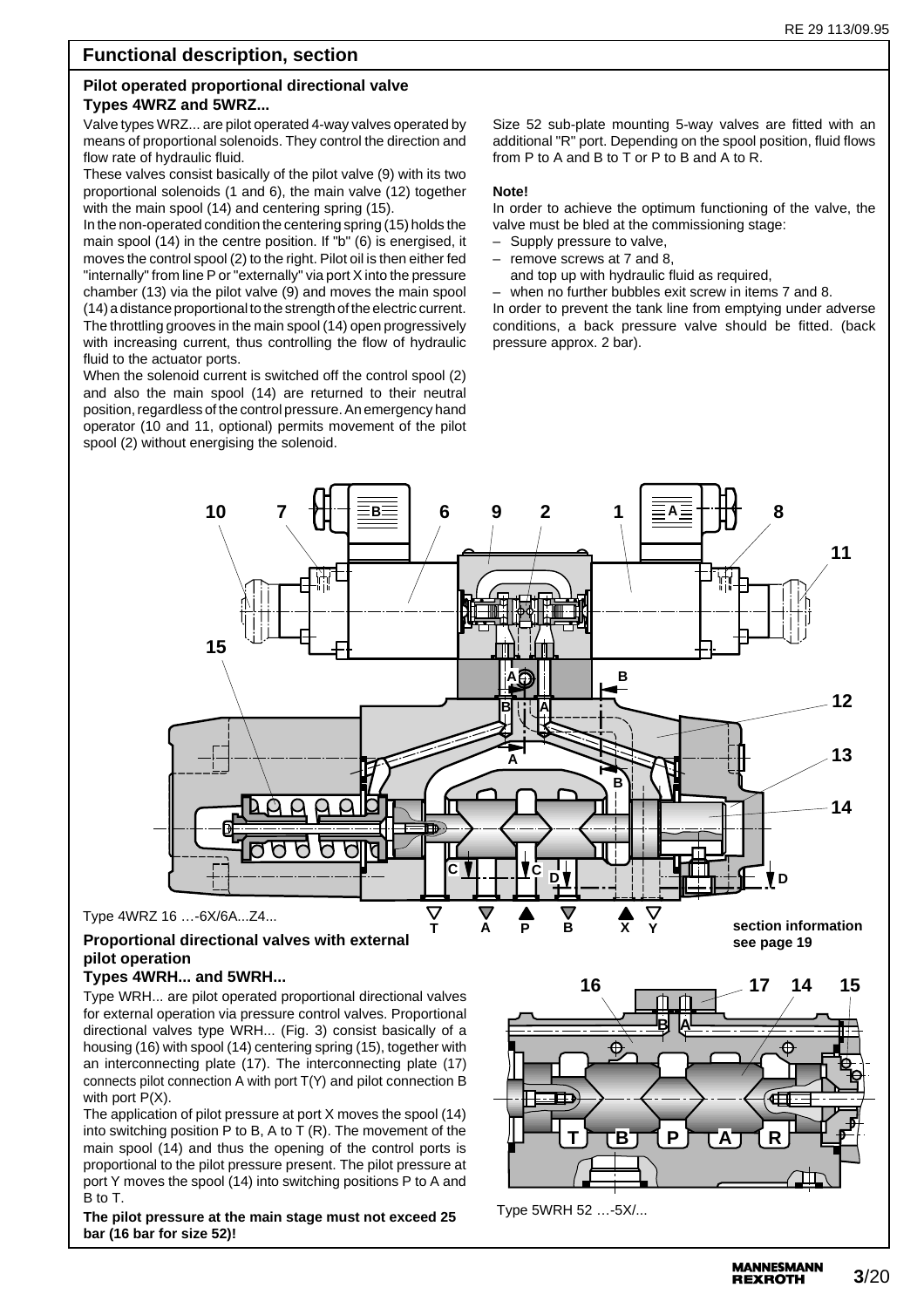## Functional description, section

### Pilot operated proportional directional valve Types 4WRZ and 5WRZ...

Valve types WRZ... are pilot operated 4-way valves operated by means of proportional solenoids. They control the direction and flow rate of hydraulic fluid.

These valves consist basically of the pilot valve (9) with its two proportional solenoids (1 and 6), the main valve (12) together with the main spool (14) and centering spring (15).

In the non-operated condition the centering spring (15) holds the main spool (14) in the centre position. If "b" (6) is energised, it moves the control spool (2) to the right. Pilot oil is then either fed "internally" from line P or "externally" via port X into the pressure chamber (13) via the pilot valve (9) and moves the main spool (14) a distance proportional to the strength of the electric current. The throttling grooves in the main spool (14) open progressively with increasing current, thus controlling the flow of hydraulic fluid to the actuator ports.

When the solenoid current is switched off the control spool (2) and also the main spool (14) are returned to their neutral position, regardless of the control pressure. An emergency hand operator (10 and 11, optional) permits movement of the pilot spool (2) without energising the solenoid.

Size 52 sub-plate mounting 5-way valves are fitted with an additional "R" port. Depending on the spool position, fluid flows from P to A and B to T or P to B and A to R.

**Note!**

In order to achieve the optimum functioning of the valve, the valve must be bled at the commissioning stage:

- Supply pressure to valve,
- remove screws at 7 and 8, and top up with hydraulic fluid as required,
- when no further bubbles exit screw in items 7 and 8.

In order to prevent the tank line from emptying under adverse conditions, a back pressure valve should be fitted. (back pressure approx. 2 bar).

Type 4WRZ 16 …-6X/6A...Z4...

section information see page 19

### Proportional directional valves with external pilot operation Types 4WRH... and 5WRH...

Type WRH... are pilot operated proportional directional valves for external operation via pressure control valves. Proportional directional valves type WRH... (Fig. 3) consist basically of a housing (16) with spool (14) centering spring (15), together with an interconnecting plate (17). The interconnecting plate (17) connects pilot connection A with port T(Y) and pilot connection B with port P(X).

The application of pilot pressure at port X moves the spool (14) into switching position P to B, A to T (R). The movement of the main spool (14) and thus the opening of the control ports is proportional to the pilot pressure present. The pilot pressure at port Y moves the spool (14) into switching positions P to A and B to T.

**The pilot pressure at the main stage must not exceed 25 bar (16 bar for size 52)!**

Type 5WRH 52 …-5X/...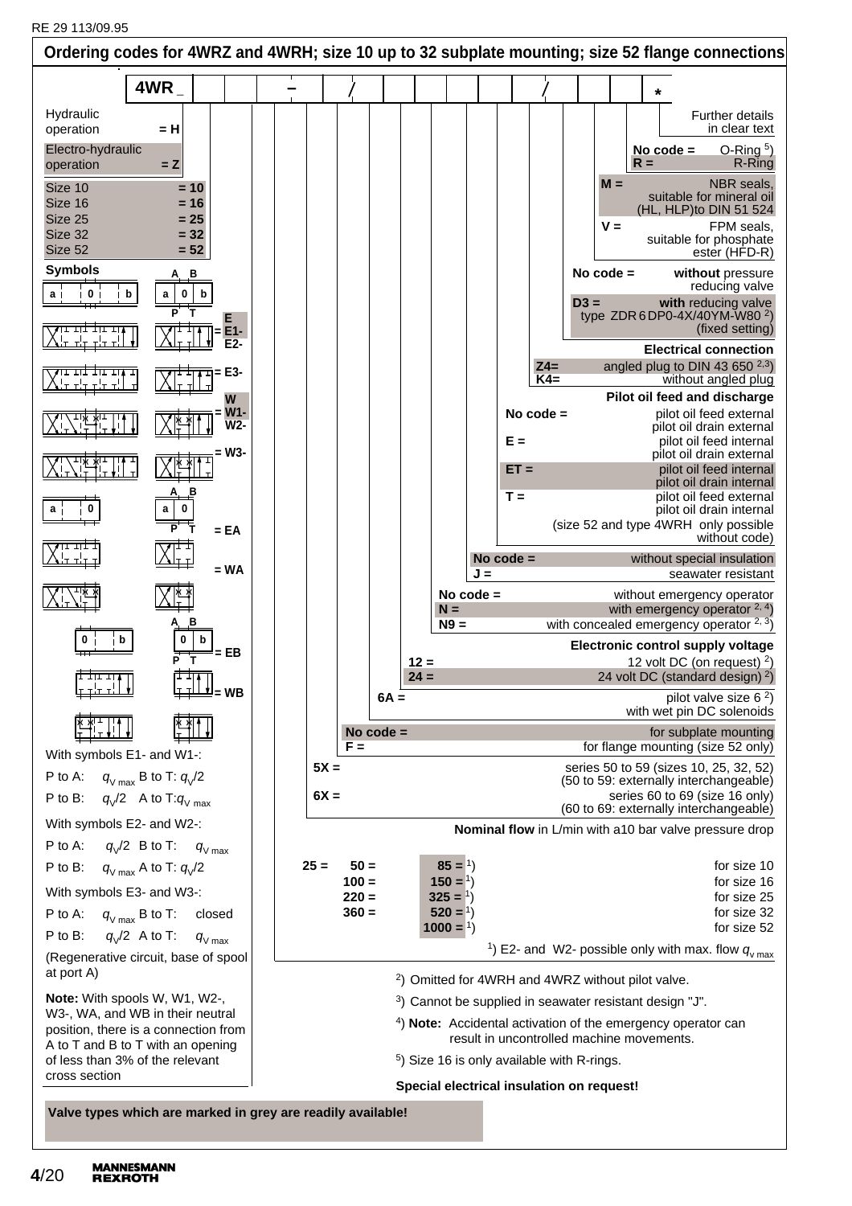## Ordering codes for 4WRZ and 4WRH; size 10 up to 32 subplate mounting; size 52 flange connections

**4WR _ | | | – | / | | | | | | / | | | | \***

Hydraulic operation **= H**

Electro-hydraulic operation **= Z**

| Size | Code |
|---|---|
| Size 10 | **= 10** |
| Size 16 | **= 16** |
| Size 25 | **= 25** |
| Size 32 | **= 32** |
| Size 52 | **= 52** |

**Symbols**

**= E**, **= E1-**, **E2-**

**= E3-**

**= W**, **= W1-**, **W2-**

**= W3-**

**= EA**

**= WA**

**= EB**

**= WB**

With symbols E1- and W1-:

P to A: $q_{V\,max}$ B to T: $q_V/2$

P to B: $q_V/2$ A to T: $q_{V\,max}$

With symbols E2- and W2-:

P to A: $q_V/2$ B to T: $q_{V\,max}$

P to B: $q_{V\,max}$ A to T: $q_V/2$

With symbols E3- and W3-:

P to A: $q_{V\,max}$ B to T: closed

P to B: $q_V/2$ A to T: $q_{V\,max}$

(Regenerative circuit, base of spool at port A)

**Note:** With spools W, W1, W2-, W3-, WA, and WB in their neutral position, there is a connection from A to T and B to T with an opening of less than 3% of the relevant cross section

Further details in clear text

**No code =** O-Ring [5]
**R =** R-Ring

**M =** NBR seals, suitable for mineral oil (HL, HLP)to DIN 51 524
**V =** FPM seals, suitable for phosphate ester (HFD-R)

**No code =** **without** pressure reducing valve
**D3 =** **with** reducing valve type ZDR 6 DP0-4X/40YM-W80 [2] (fixed setting)

**Electrical connection**
**Z4=** angled plug to DIN 43 650 [2,3]
**K4=** without angled plug

**Pilot oil feed and discharge**
**No code =** pilot oil feed external, pilot oil drain external
**E =** pilot oil feed internal, pilot oil drain external
**ET =** pilot oil feed internal, pilot oil drain internal
**T =** pilot oil feed external, pilot oil drain internal
(size 52 and type 4WRH only possible without code)

**No code =** without special insulation
**J =** seawater resistant

**No code =** without emergency operator
**N =** with emergency operator [2,4]
**N9 =** with concealed emergency operator [2,3]

**Electronic control supply voltage**
**12 =** 12 volt DC (on request) [2]
**24 =** 24 volt DC (standard design) [2]

**6A =** pilot valve size 6 [2] with wet pin DC solenoids

**No code =** for subplate mounting
**F =** for flange mounting (size 52 only)

**5X =** series 50 to 59 (sizes 10, 25, 32, 52) (50 to 59: externally interchangeable)
**6X =** series 60 to 69 (size 16 only) (60 to 69: externally interchangeable)

**Nominal flow** in L/min with a10 bar valve pressure drop

| | | | |
|---|---|---|---|
| **25 =** | **50 =** | **85 =** [1] | for size 10 |
| | **100 =** | **150 =** [1] | for size 16 |
| | **220 =** | **325 =** [1] | for size 25 |
| | **360 =** | **520 =** [1] | for size 32 |
| | | **1000 =** [1] | for size 52 |

[1]) E2- and W2- possible only with max. flow $q_{v\,max}$

[2]) Omitted for 4WRH and 4WRZ without pilot valve.

[3]) Cannot be supplied in seawater resistant design "J".

[4]) **Note:** Accidental activation of the emergency operator can result in uncontrolled machine movements.

[5]) Size 16 is only available with R-rings.

**Special electrical insulation on request!**

**Valve types which are marked in grey are readily available!**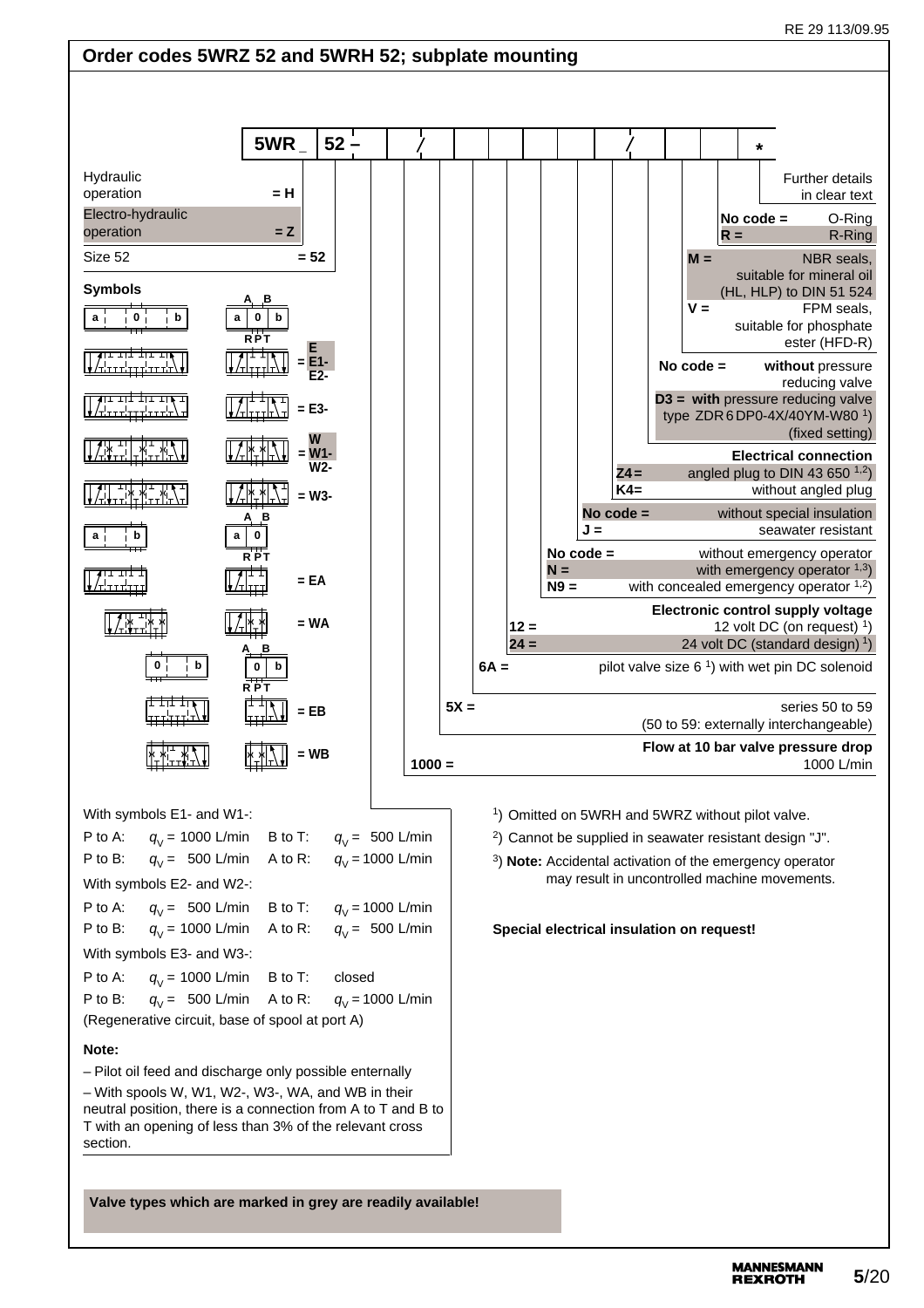## Order codes 5WRZ 52 and 5WRH 52; subplate mounting

**5WR _ 52 – / / ***

| Code | Description |
|---|---|
| = H | Hydraulic operation |
| = Z | Electro-hydraulic operation |
| = 52 | Size 52 |

**Symbols**

| Code |
|---|
| = E, E1-, E2- |
| = E3- |
| = W, W1-, W2- |
| = W3- |
| = EA |
| = WA |
| = EB |
| = WB |

| Code | Description |
|---|---|
| 1000 = | Flow at 10 bar valve pressure drop 1000 L/min |
| 5X = | series 50 to 59 (50 to 59: externally interchangeable) |
| 6A = | pilot valve size 6 [1]) with wet pin DC solenoid |
| | **Electronic control supply voltage** |
| 12 = | 12 volt DC (on request) [1]) |
| 24 = | 24 volt DC (standard design) [1]) |
| No code = | without emergency operator |
| N = | with emergency operator [1,3]) |
| N9 = | with concealed emergency operator [1,2]) |
| No code = | without special insulation |
| J = | seawater resistant |
| | **Electrical connection** |
| Z4 = | angled plug to DIN 43 650 [1,2]) |
| K4 = | without angled plug |
| No code = | **without** pressure reducing valve |
| D3 = | **with** pressure reducing valve type ZDR 6 DP0-4X/40YM-W80 [1]) (fixed setting) |
| M = | NBR seals, suitable for mineral oil (HL, HLP) to DIN 51 524 |
| V = | FPM seals, suitable for phosphate ester (HFD-R) |
| No code = | O-Ring |
| R = | R-Ring |
| * | Further details in clear text |

With symbols E1- and W1-:

| | | | |
|---|---|---|---|
| P to A: | $q_V$ = 1000 L/min | B to T: | $q_V$ = 500 L/min |
| P to B: | $q_V$ = 500 L/min | A to R: | $q_V$ = 1000 L/min |

With symbols E2- and W2-:

| | | | |
|---|---|---|---|
| P to A: | $q_V$ = 500 L/min | B to T: | $q_V$ = 1000 L/min |
| P to B: | $q_V$ = 1000 L/min | A to R: | $q_V$ = 500 L/min |

With symbols E3- and W3-:

| | | | |
|---|---|---|---|
| P to A: | $q_V$ = 1000 L/min | B to T: | closed |
| P to B: | $q_V$ = 500 L/min | A to R: | $q_V$ = 1000 L/min |

(Regenerative circuit, base of spool at port A)

**Note:**

– Pilot oil feed and discharge only possible externally

– With spools W, W1, W2-, W3-, WA, and WB in their neutral position, there is a connection from A to T and B to T with an opening of less than 3% of the relevant cross section.

[1]) Omitted on 5WRH and 5WRZ without pilot valve.

[2]) Cannot be supplied in seawater resistant design "J".

[3]) **Note:** Accidental activation of the emergency operator may result in uncontrolled machine movements.

**Special electrical insulation on request!**

**Valve types which are marked in grey are readily available!**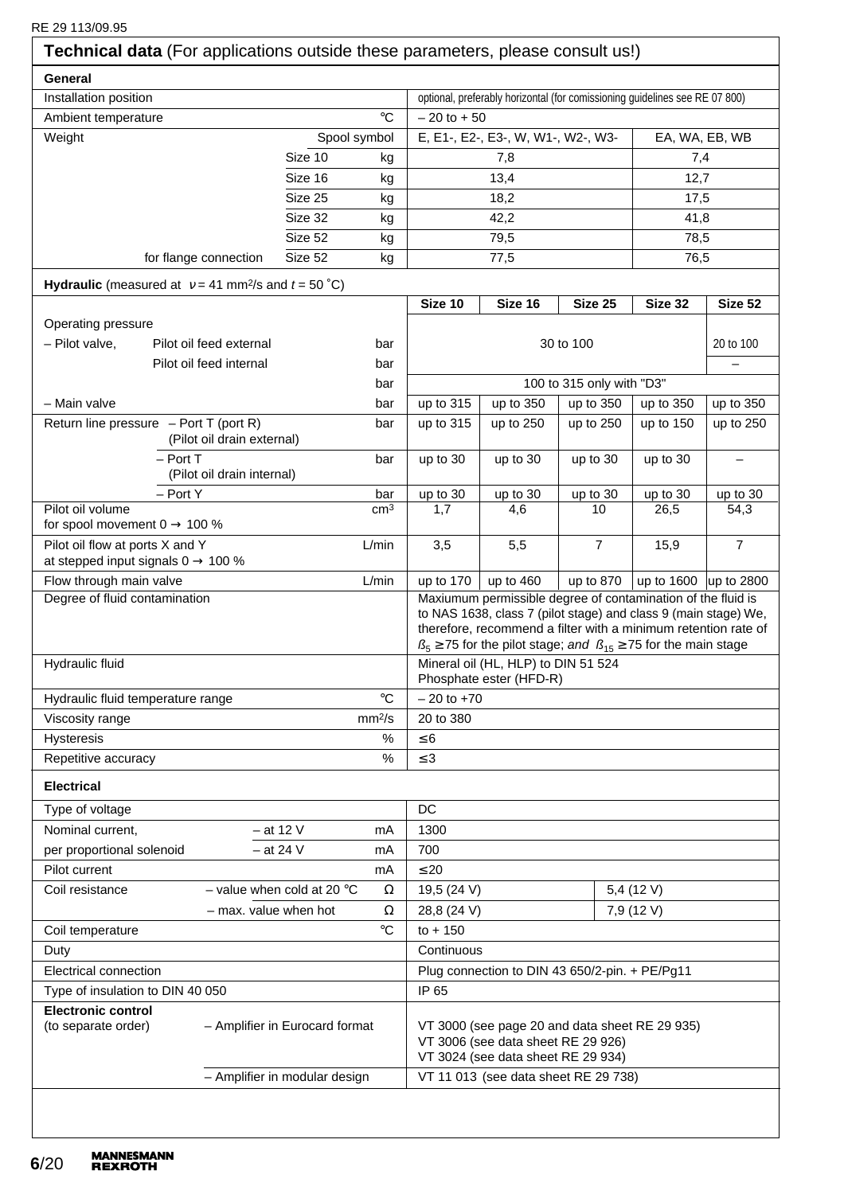## Technical data (For applications outside these parameters, please consult us!)

### General

| | | | |
|---|---|---|---|
| Installation position | | optional, preferably horizontal (for comissioning guidelines see RE 07 800) | |
| Ambient temperature | °C | – 20 to + 50 | |
| Weight | Spool symbol | E, E1-, E2-, E3-, W, W1-, W2-, W3- | EA, WA, EB, WB |
| | Size 10 kg | 7,8 | 7,4 |
| | Size 16 kg | 13,4 | 12,7 |
| | Size 25 kg | 18,2 | 17,5 |
| | Size 32 kg | 42,2 | 41,8 |
| | Size 52 kg | 79,5 | 78,5 |
| for flange connection | Size 52 kg | 77,5 | 76,5 |

### Hydraulic (measured at $\nu$ = 41 mm²/s and $t$ = 50 °C)

| | | Size 10 | Size 16 | Size 25 | Size 32 | Size 52 |
|---|---|---|---|---|---|---|
| Operating pressure | | | | | | |
| – Pilot valve, Pilot oil feed external | bar | 30 to 100 | | | | 20 to 100 |
| Pilot oil feed internal | bar | | | | | – |
| | bar | 100 to 315 only with "D3" | | | | |
| – Main valve | bar | up to 315 | up to 350 | up to 350 | up to 350 | up to 350 |
| Return line pressure – Port T (port R) (Pilot oil drain external) | bar | up to 315 | up to 250 | up to 250 | up to 150 | up to 250 |
| – Port T (Pilot oil drain internal) | bar | up to 30 | up to 30 | up to 30 | up to 30 | – |
| – Port Y | bar | up to 30 | up to 30 | up to 30 | up to 30 | up to 30 |
| Pilot oil volume for spool movement 0 → 100 % | cm³ | 1,7 | 4,6 | 10 | 26,5 | 54,3 |
| Pilot oil flow at ports X and Y at stepped input signals 0 → 100 % | L/min | 3,5 | 5,5 | 7 | 15,9 | 7 |
| Flow through main valve | L/min | up to 170 | up to 460 | up to 870 | up to 1600 | up to 2800 |
| Degree of fluid contamination | | Maxiumum permissible degree of contamination of the fluid is to NAS 1638, class 7 (pilot stage) and class 9 (main stage) We, therefore, recommend a filter with a minimum retention rate of $\beta_5 \geq 75$ for the pilot stage; *and* $\beta_{15} \geq 75$ for the main stage | | | | |
| Hydraulic fluid | | Mineral oil (HL, HLP) to DIN 51 524 Phosphate ester (HFD-R) | | | | |
| Hydraulic fluid temperature range | °C | – 20 to +70 | | | | |
| Viscosity range | mm²/s | 20 to 380 | | | | |
| Hysteresis | % | ≤ 6 | | | | |
| Repetitive accuracy | % | ≤ 3 | | | | |

### Electrical

| | | | | |
|---|---|---|---|---|
| Type of voltage | | | DC | |
| Nominal current, per proportional solenoid | – at 12 V | mA | 1300 | |
| | – at 24 V | mA | 700 | |
| Pilot current | | mA | ≤ 20 | |
| Coil resistance | – value when cold at 20 °C | Ω | 19,5 (24 V) | 5,4 (12 V) |
| | – max. value when hot | Ω | 28,8 (24 V) | 7,9 (12 V) |
| Coil temperature | | °C | to + 150 | |
| Duty | | | Continuous | |
| Electrical connection | | | Plug connection to DIN 43 650/2-pin. + PE/Pg11 | |
| Type of insulation to DIN 40 050 | | | IP 65 | |
| Electronic control (to separate order) | – Amplifier in Eurocard format | | VT 3000 (see page 20 and data sheet RE 29 935) VT 3006 (see data sheet RE 29 926) VT 3024 (see data sheet RE 29 934) | |
| | – Amplifier in modular design | | VT 11 013 (see data sheet RE 29 738) | |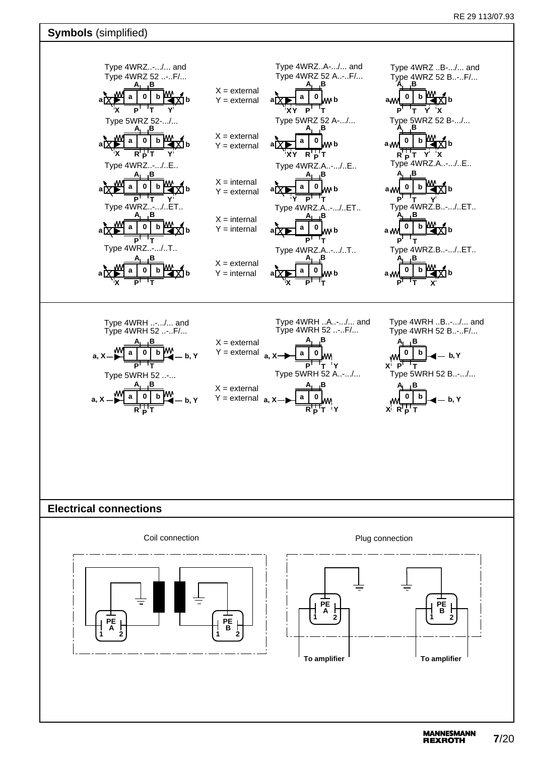## Symbols (simplified)

Type 4WRZ..-.../... and
Type 4WRZ 52 ..-..F/...

X = external
Y = external

Type 4WRZ..A-.../... and
Type 4WRZ 52 A..-..F/...

Type 4WRZ ..B-.../... and
Type 4WRZ 52 B..-..F/...

Type 5WRZ 52-.../...

X = external
Y = external

Type 5WRZ 52 A-.../...

Type 5WRZ 52 B-.../...

Type 4WRZ..-.../..E..

X = internal
Y = external

Type 4WRZ.A..-.../..E..

Type 4WRZ.A..-.../..E..

Type 4WRZ..-.../..ET..

X = internal
Y = internal

Type 4WRZ.A..-.../..ET..

Type 4WRZ.B..-.../..ET..

Type 4WRZ..-.../..T..

X = external
Y = internal

Type 4WRZ.A..-.../..T..

Type 4WRZ.B..-.../..ET..

Type 4WRH ..-.../... and
Type 4WRH 52 ..-..F/...

X = external
Y = external

Type 4WRH ..A..-.../... and
Type 4WRH 52 ..-..F/...

Type 4WRH ..B..-.../... and
Type 4WRH 52 B..-..F/...

Type 5WRH 52 ..-...

X = external
Y = external

Type 5WRH 52 A..-.../...

Type 5WRH 52 B..-.../...

## Electrical connections

Coil connection

Plug connection

To amplifier

To amplifier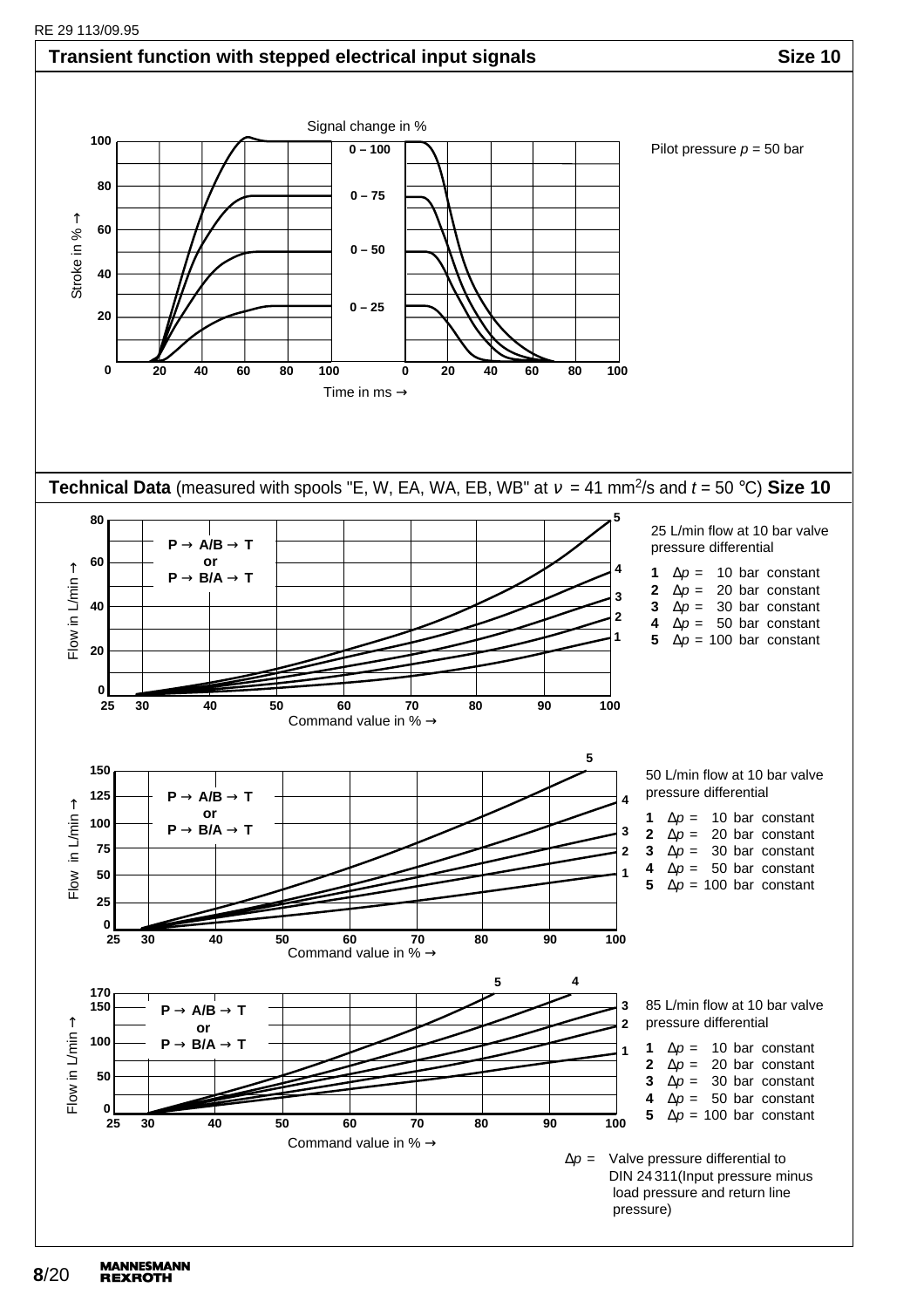## Transient function with stepped electrical input signals — Size 10

Signal change in %

Pilot pressure $p$ = 50 bar

Stroke in % →

Time in ms →

0 – 100

0 – 75

0 – 50

0 – 25

## Technical Data (measured with spools "E, W, EA, WA, EB, WB" at $\nu$ = 41 mm$^2$/s and $t$ = 50 °C) Size 10

P → A/B → T
or
P → B/A → T

Flow in L/min →

Command value in % →

25 L/min flow at 10 bar valve pressure differential

1 $\Delta p$ = 10 bar constant
2 $\Delta p$ = 20 bar constant
3 $\Delta p$ = 30 bar constant
4 $\Delta p$ = 50 bar constant
5 $\Delta p$ = 100 bar constant

P → A/B → T
or
P → B/A → T

Flow in L/min →

Command value in % →

50 L/min flow at 10 bar valve pressure differential

1 $\Delta p$ = 10 bar constant
2 $\Delta p$ = 20 bar constant
3 $\Delta p$ = 30 bar constant
4 $\Delta p$ = 50 bar constant
5 $\Delta p$ = 100 bar constant

P → A/B → T
or
P → B/A → T

Flow in L/min →

Command value in % →

85 L/min flow at 10 bar valve pressure differential

1 $\Delta p$ = 10 bar constant
2 $\Delta p$ = 20 bar constant
3 $\Delta p$ = 30 bar constant
4 $\Delta p$ = 50 bar constant
5 $\Delta p$ = 100 bar constant

$\Delta p$ = Valve pressure differential to DIN 24 311 (Input pressure minus load pressure and return line pressure)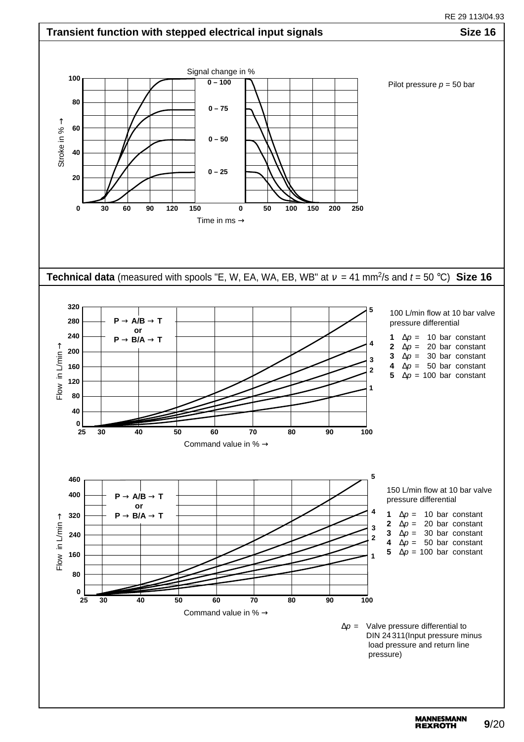## Transient function with stepped electrical input signals — Size 16

Signal change in %: 0 – 100, 0 – 75, 0 – 50, 0 – 25

Stroke in % →

Time in ms →

Pilot pressure $p$ = 50 bar

## Technical data (measured with spools "E, W, EA, WA, EB, WB" at $\nu$ = 41 mm²/s and $t$ = 50 °C) — Size 16

P → A/B → T
or
P → B/A → T

Flow in L/min →

Command value in % →

100 L/min flow at 10 bar valve pressure differential

**1** $\Delta p$ = 10 bar constant
**2** $\Delta p$ = 20 bar constant
**3** $\Delta p$ = 30 bar constant
**4** $\Delta p$ = 50 bar constant
**5** $\Delta p$ = 100 bar constant

P → A/B → T
or
P → B/A → T

Flow in L/min →

Command value in % →

150 L/min flow at 10 bar valve pressure differential

**1** $\Delta p$ = 10 bar constant
**2** $\Delta p$ = 20 bar constant
**3** $\Delta p$ = 30 bar constant
**4** $\Delta p$ = 50 bar constant
**5** $\Delta p$ = 100 bar constant

$\Delta p$ = Valve pressure differential to DIN 24 311 (Input pressure minus load pressure and return line pressure)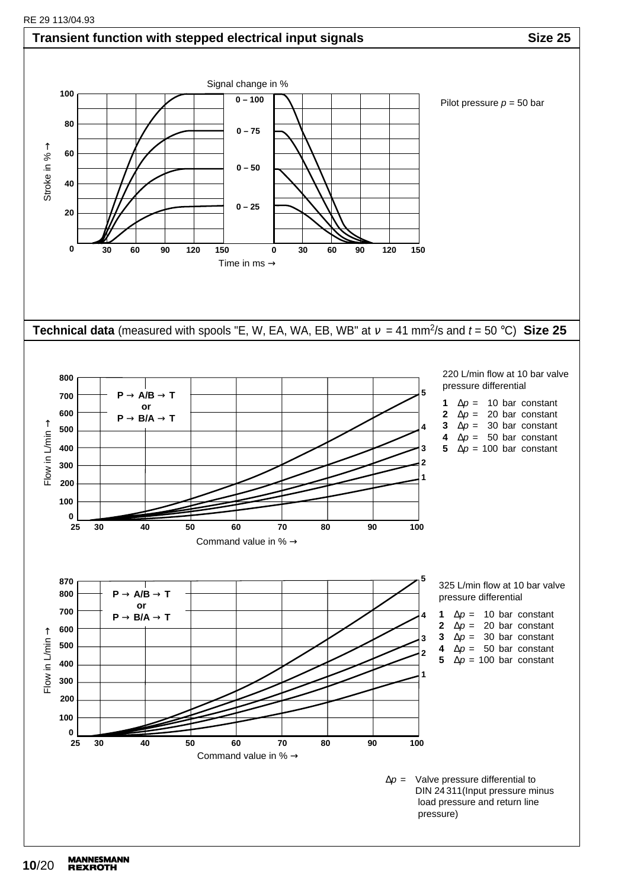## Transient function with stepped electrical input signals — Size 25

Signal change in %

0 – 100

0 – 75

0 – 50

0 – 25

Stroke in % →

Time in ms →

Pilot pressure $p$ = 50 bar

## Technical data (measured with spools "E, W, EA, WA, EB, WB" at $\nu$ = 41 $mm^2/s$ and $t$ = 50 °C) Size 25

P → A/B → T
or
P → B/A → T

Flow in L/min →

Command value in % →

220 L/min flow at 10 bar valve pressure differential

**1** Δ$p$ = 10 bar constant
**2** Δ$p$ = 20 bar constant
**3** Δ$p$ = 30 bar constant
**4** Δ$p$ = 50 bar constant
**5** Δ$p$ = 100 bar constant

P → A/B → T
or
P → B/A → T

Flow in L/min →

Command value in % →

325 L/min flow at 10 bar valve pressure differential

**1** Δ$p$ = 10 bar constant
**2** Δ$p$ = 20 bar constant
**3** Δ$p$ = 30 bar constant
**4** Δ$p$ = 50 bar constant
**5** Δ$p$ = 100 bar constant

Δ$p$ = Valve pressure differential to DIN 24311(Input pressure minus load pressure and return line pressure)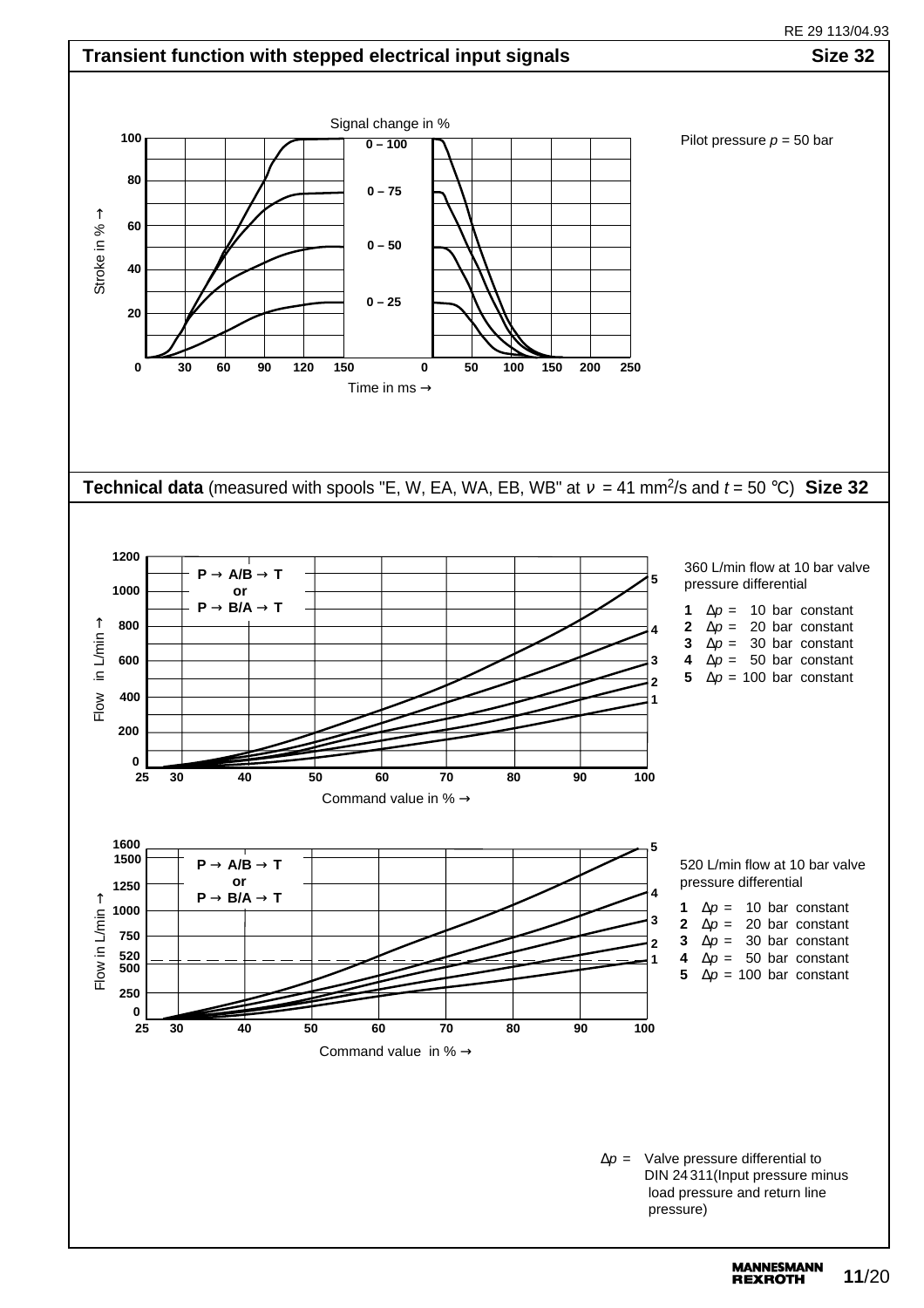## Transient function with stepped electrical input signals — Size 32

Signal change in %: 0 – 100, 0 – 75, 0 – 50, 0 – 25

Pilot pressure $p$ = 50 bar

Stroke in % →

Time in ms →

## Technical data (measured with spools "E, W, EA, WA, EB, WB" at $\nu$ = 41 mm²/s and $t$ = 50 °C) — Size 32

P → A/B → T
or
P → B/A → T

360 L/min flow at 10 bar valve pressure differential

1. $\Delta p$ = 10 bar constant
2. $\Delta p$ = 20 bar constant
3. $\Delta p$ = 30 bar constant
4. $\Delta p$ = 50 bar constant
5. $\Delta p$ = 100 bar constant

Flow in L/min →

Command value in % →

P → A/B → T
or
P → B/A → T

520 L/min flow at 10 bar valve pressure differential

1. $\Delta p$ = 10 bar constant
2. $\Delta p$ = 20 bar constant
3. $\Delta p$ = 30 bar constant
4. $\Delta p$ = 50 bar constant
5. $\Delta p$ = 100 bar constant

Flow in L/min →

Command value in % →

$\Delta p$ = Valve pressure differential to DIN 24 311 (Input pressure minus load pressure and return line pressure)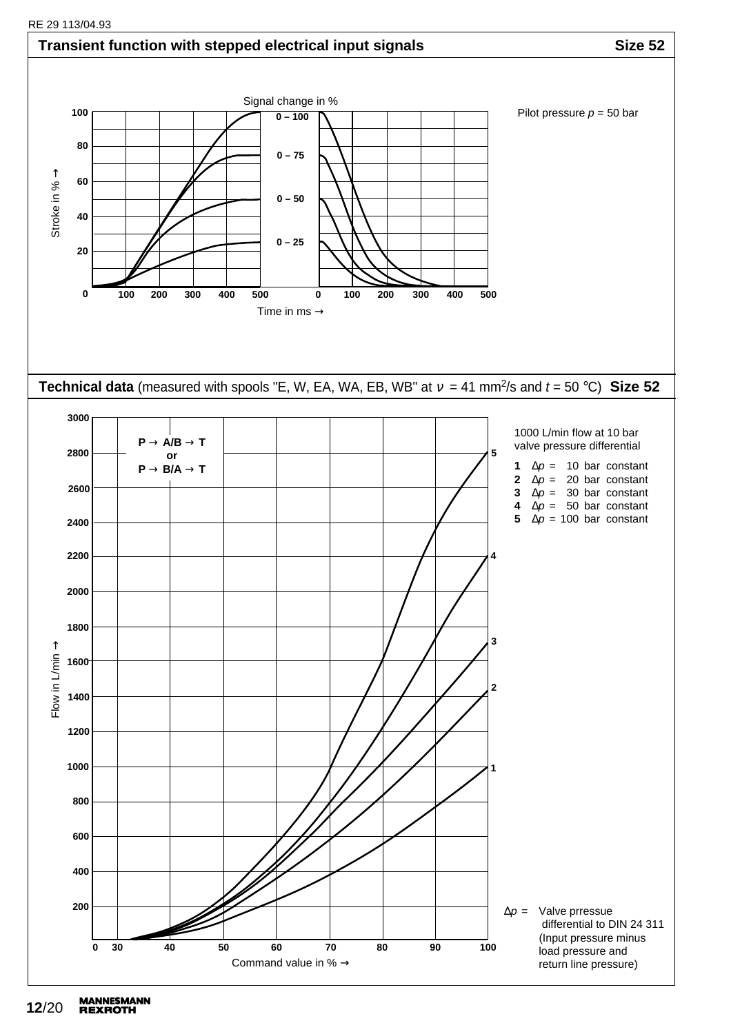## Transient function with stepped electrical input signals — Size 52

Signal change in %

0 – 100

0 – 75

0 – 50

0 – 25

Pilot pressure $p$ = 50 bar

Stroke in % →

Time in ms →

## Technical data (measured with spools "E, W, EA, WA, EB, WB" at $\nu$ = 41 mm²/s and $t$ = 50 °C) — Size 52

P → A/B → T
or
P → B/A → T

1000 L/min flow at 10 bar valve pressure differential

| Curve | $\Delta p$ |
| --- | --- |
| 1 | $\Delta p$ = 10 bar constant |
| 2 | $\Delta p$ = 20 bar constant |
| 3 | $\Delta p$ = 30 bar constant |
| 4 | $\Delta p$ = 50 bar constant |
| 5 | $\Delta p$ = 100 bar constant |

Flow in L/min →

Command value in % →

$\Delta p$ = Valve prressue differential to DIN 24 311 (Input pressure minus load pressure and return line pressure)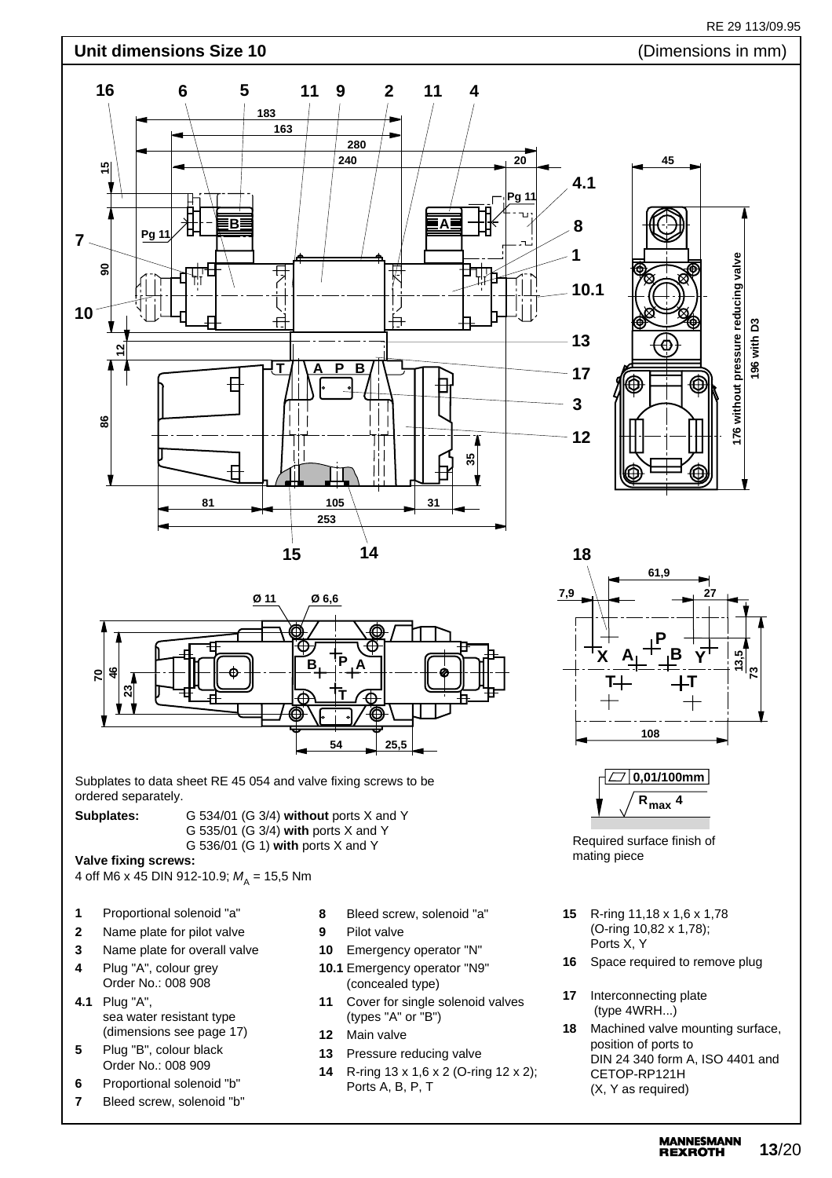## Unit dimensions Size 10

(Dimensions in mm)

Subplates to data sheet RE 45 054 and valve fixing screws to be ordered separately.

**Subplates:** G 534/01 (G 3/4) **without** ports X and Y
G 535/01 (G 3/4) **with** ports X and Y
G 536/01 (G 1) **with** ports X and Y

**Valve fixing screws:**
4 off M6 x 45 DIN 912-10.9; $M_A$ = 15,5 Nm

0,01/100mm

$R_{max}$ 4

Required surface finish of mating piece

1 Proportional solenoid "a"
2 Name plate for pilot valve
3 Name plate for overall valve
4 Plug "A", colour grey
  Order No.: 008 908
4.1 Plug "A",
  sea water resistant type
  (dimensions see page 17)
5 Plug "B", colour black
  Order No.: 008 909
6 Proportional solenoid "b"
7 Bleed screw, solenoid "b"
8 Bleed screw, solenoid "a"
9 Pilot valve
10 Emergency operator "N"
10.1 Emergency operator "N9" (concealed type)
11 Cover for single solenoid valves (types "A" or "B")
12 Main valve
13 Pressure reducing valve
14 R-ring 13 x 1,6 x 2 (O-ring 12 x 2); Ports A, B, P, T
15 R-ring 11,18 x 1,6 x 1,78 (O-ring 10,82 x 1,78); Ports X, Y
16 Space required to remove plug
17 Interconnecting plate (type 4WRH...)
18 Machined valve mounting surface, position of ports to DIN 24 340 form A, ISO 4401 and CETOP-RP121H (X, Y as required)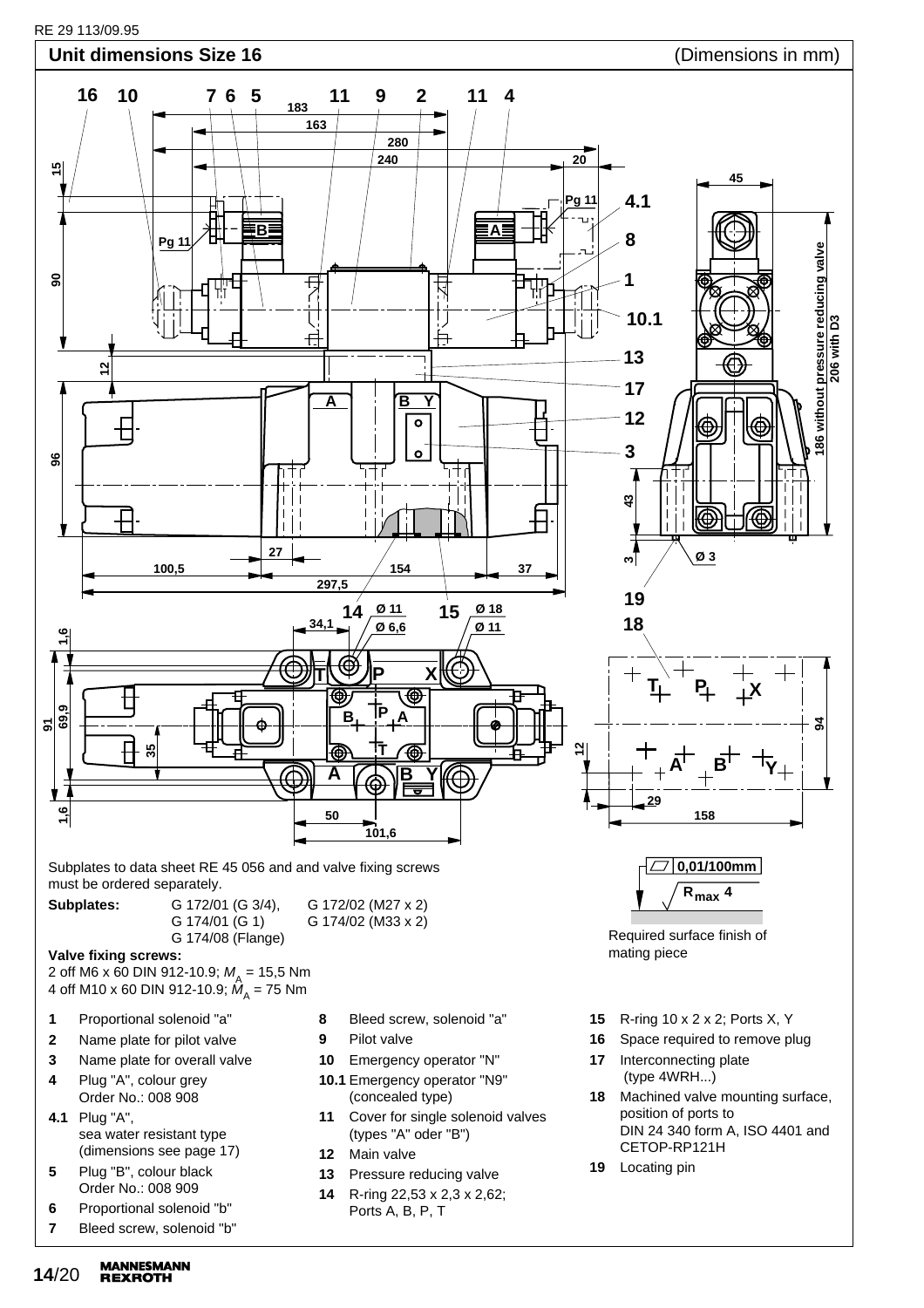## Unit dimensions Size 16

(Dimensions in mm)

Subplates to data sheet RE 45 056 and and valve fixing screws must be ordered separately.

**Subplates:** G 172/01 (G 3/4), G 172/02 (M27 x 2)
G 174/01 (G 1) G 174/02 (M33 x 2)
G 174/08 (Flange)

**Valve fixing screws:**
2 off M6 x 60 DIN 912-10.9; $M_A$ = 15,5 Nm
4 off M10 x 60 DIN 912-10.9; $M_A$ = 75 Nm

0,01/100mm

$R_{max}$ 4

Required surface finish of mating piece

- **1** Proportional solenoid "a"
- **2** Name plate for pilot valve
- **3** Name plate for overall valve
- **4** Plug "A", colour grey Order No.: 008 908
- **4.1** Plug "A", sea water resistant type (dimensions see page 17)
- **5** Plug "B", colour black Order No.: 008 909
- **6** Proportional solenoid "b"
- **7** Bleed screw, solenoid "b"
- **8** Bleed screw, solenoid "a"
- **9** Pilot valve
- **10** Emergency operator "N"
- **10.1** Emergency operator "N9" (concealed type)
- **11** Cover for single solenoid valves (types "A" oder "B")
- **12** Main valve
- **13** Pressure reducing valve
- **14** R-ring 22,53 x 2,3 x 2,62; Ports A, B, P, T
- **15** R-ring 10 x 2 x 2; Ports X, Y
- **16** Space required to remove plug
- **17** Interconnecting plate (type 4WRH...)
- **18** Machined valve mounting surface, position of ports to DIN 24 340 form A, ISO 4401 and CETOP-RP121H
- **19** Locating pin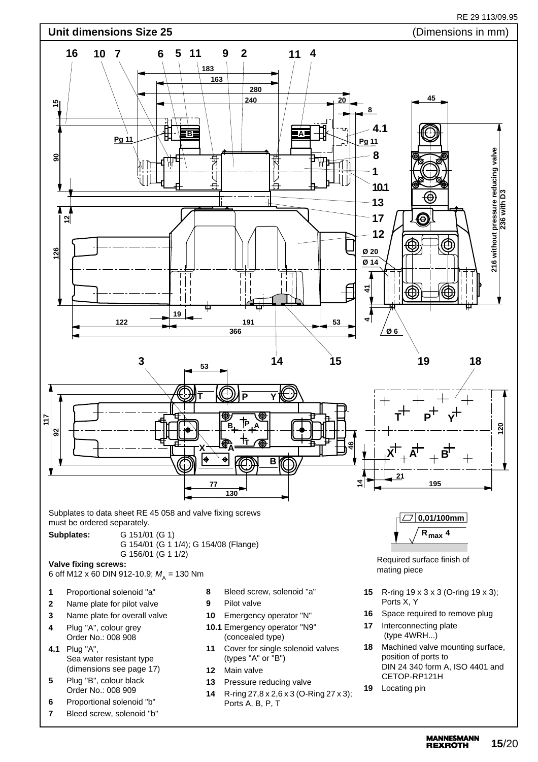## Unit dimensions Size 25

(Dimensions in mm)

Subplates to data sheet RE 45 058 and valve fixing screws must be ordered separately.

**Subplates:** G 151/01 (G 1)
G 154/01 (G 1 1/4); G 154/08 (Flange)
G 156/01 (G 1 1/2)

**Valve fixing screws:**
6 off M12 x 60 DIN 912-10.9; $M_A$ = 130 Nm

0,01/100mm
$R_{max}$ 4

Required surface finish of mating piece

- **1** Proportional solenoid "a"
- **2** Name plate for pilot valve
- **3** Name plate for overall valve
- **4** Plug "A", colour grey
  Order No.: 008 908
- **4.1** Plug "A",
  Sea water resistant type
  (dimensions see page 17)
- **5** Plug "B", colour black
  Order No.: 008 909
- **6** Proportional solenoid "b"
- **7** Bleed screw, solenoid "b"
- **8** Bleed screw, solenoid "a"
- **9** Pilot valve
- **10** Emergency operator "N"
- **10.1** Emergency operator "N9"
  (concealed type)
- **11** Cover for single solenoid valves
  (types "A" or "B")
- **12** Main valve
- **13** Pressure reducing valve
- **14** R-ring 27,8 x 2,6 x 3 (O-Ring 27 x 3);
  Ports A, B, P, T
- **15** R-ring 19 x 3 x 3 (O-ring 19 x 3);
  Ports X, Y
- **16** Space required to remove plug
- **17** Interconnecting plate
  (type 4WRH...)
- **18** Machined valve mounting surface,
  position of ports to
  DIN 24 340 form A, ISO 4401 and
  CETOP-RP121H
- **19** Locating pin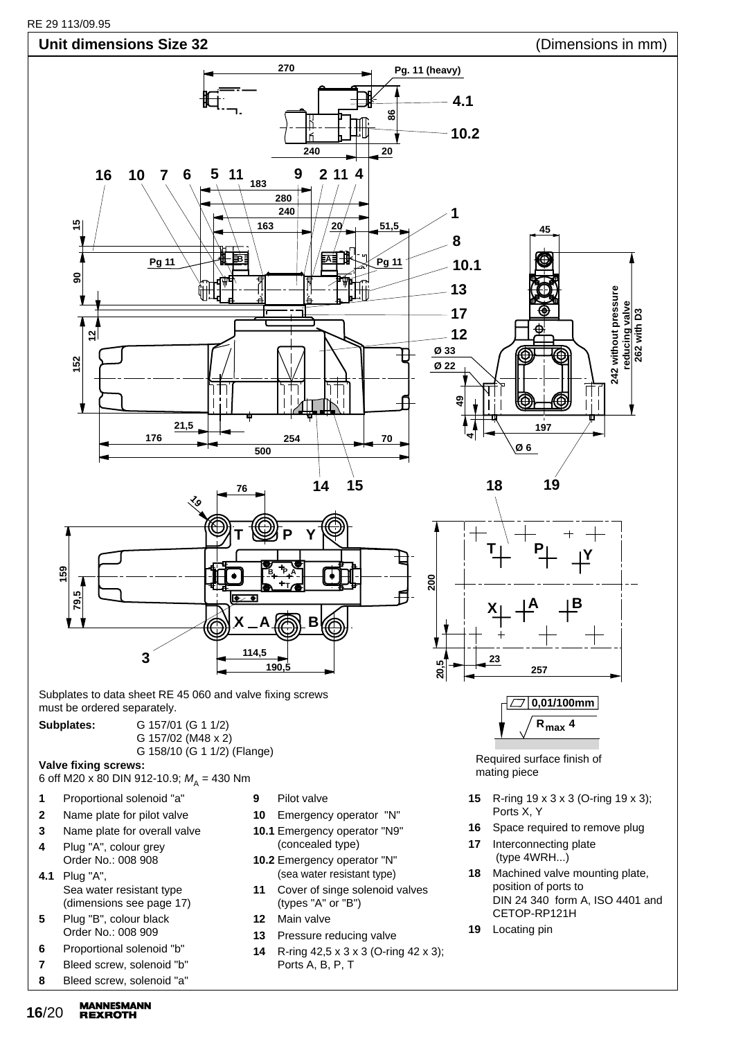## Unit dimensions Size 32

(Dimensions in mm)

Subplates to data sheet RE 45 060 and valve fixing screws must be ordered separately.

**Subplates:** G 157/01 (G 1 1/2)
G 157/02 (M48 x 2)
G 158/10 (G 1 1/2) (Flange)

**Valve fixing screws:**
6 off M20 x 80 DIN 912-10.9; $M_A$ = 430 Nm

Required surface finish of mating piece: 0,01/100mm; $R_{max}$ 4

- **1** Proportional solenoid "a"
- **2** Name plate for pilot valve
- **3** Name plate for overall valve
- **4** Plug "A", colour grey
  Order No.: 008 908
- **4.1** Plug "A",
  Sea water resistant type
  (dimensions see page 17)
- **5** Plug "B", colour black
  Order No.: 008 909
- **6** Proportional solenoid "b"
- **7** Bleed screw, solenoid "b"
- **8** Bleed screw, solenoid "a"
- **9** Pilot valve
- **10** Emergency operator "N"
- **10.1** Emergency operator "N9"
  (concealed type)
- **10.2** Emergency operator "N"
  (sea water resistant type)
- **11** Cover of singe solenoid valves
  (types "A" or "B")
- **12** Main valve
- **13** Pressure reducing valve
- **14** R-ring 42,5 x 3 x 3 (O-ring 42 x 3);
  Ports A, B, P, T
- **15** R-ring 19 x 3 x 3 (O-ring 19 x 3);
  Ports X, Y
- **16** Space required to remove plug
- **17** Interconnecting plate
  (type 4WRH...)
- **18** Machined valve mounting plate,
  position of ports to
  DIN 24 340 form A, ISO 4401 and
  CETOP-RP121H
- **19** Locating pin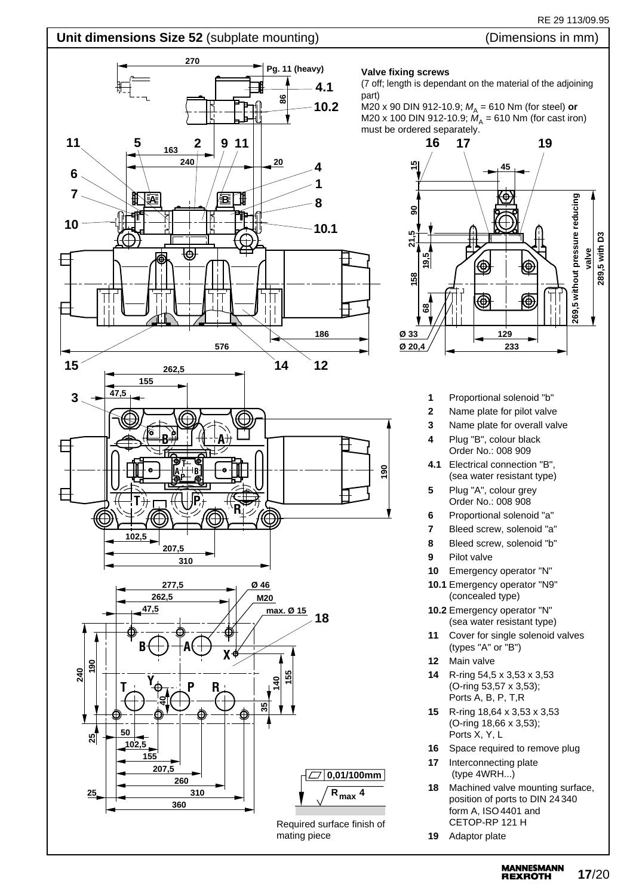## Unit dimensions Size 52 (subplate mounting) (Dimensions in mm)

**Valve fixing screws**
(7 off; length is dependant on the material of the adjoining part)
M20 x 90 DIN 912-10.9; $M_A$ = 610 Nm (for steel) **or**
M20 x 100 DIN 912-10.9; $M_A$ = 610 Nm (for cast iron)
must be ordered separately.

Required surface finish of mating piece

0,01/100mm

$R_{max}$ 4

- **1** Proportional solenoid "b"
- **2** Name plate for pilot valve
- **3** Name plate for overall valve
- **4** Plug "B", colour black
  Order No.: 008 909
- **4.1** Electrical connection "B",
  (sea water resistant type)
- **5** Plug "A", colour grey
  Order No.: 008 908
- **6** Proportional solenoid "a"
- **7** Bleed screw, solenoid "a"
- **8** Bleed screw, solenoid "b"
- **9** Pilot valve
- **10** Emergency operator "N"
- **10.1** Emergency operator "N9"
  (concealed type)
- **10.2** Emergency operator "N"
  (sea water resistant type)
- **11** Cover for single solenoid valves
  (types "A" or "B")
- **12** Main valve
- **14** R-ring 54,5 x 3,53 x 3,53
  (O-ring 53,57 x 3,53);
  Ports A, B, P, T,R
- **15** R-ring 18,64 x 3,53 x 3,53
  (O-ring 18,66 x 3,53);
  Ports X, Y, L
- **16** Space required to remove plug
- **17** Interconnecting plate
  (type 4WRH...)
- **18** Machined valve mounting surface,
  position of ports to DIN 24 340
  form A, ISO 4401 and
  CETOP-RP 121 H
- **19** Adaptor plate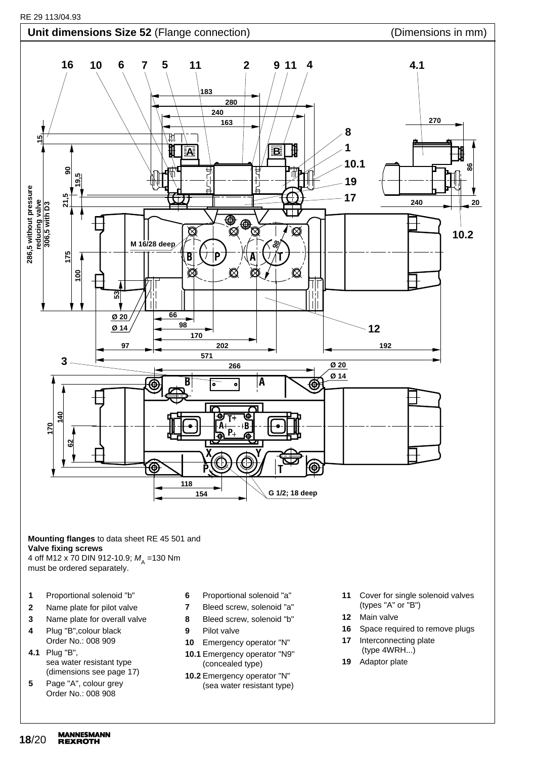## Unit dimensions Size 52 (Flange connection) (Dimensions in mm)

**Mounting flanges** to data sheet RE 45 501 and
**Valve fixing screws**
4 off M12 x 70 DIN 912-10.9; $M_A$ =130 Nm
must be ordered separately.

- **1** Proportional solenoid "b"
- **2** Name plate for pilot valve
- **3** Name plate for overall valve
- **4** Plug "B",colour black
  Order No.: 008 909
- **4.1** Plug "B",
  sea water resistant type
  (dimensions see page 17)
- **5** Page "A", colour grey
  Order No.: 008 908
- **6** Proportional solenoid "a"
- **7** Bleed screw, solenoid "a"
- **8** Bleed screw, solenoid "b"
- **9** Pilot valve
- **10** Emergency operator "N"
- **10.1** Emergency operator "N9"
  (concealed type)
- **10.2** Emergency operator "N"
  (sea water resistant type)
- **11** Cover for single solenoid valves
  (types "A" or "B")
- **12** Main valve
- **16** Space required to remove plugs
- **17** Interconnecting plate
  (type 4WRH...)
- **19** Adaptor plate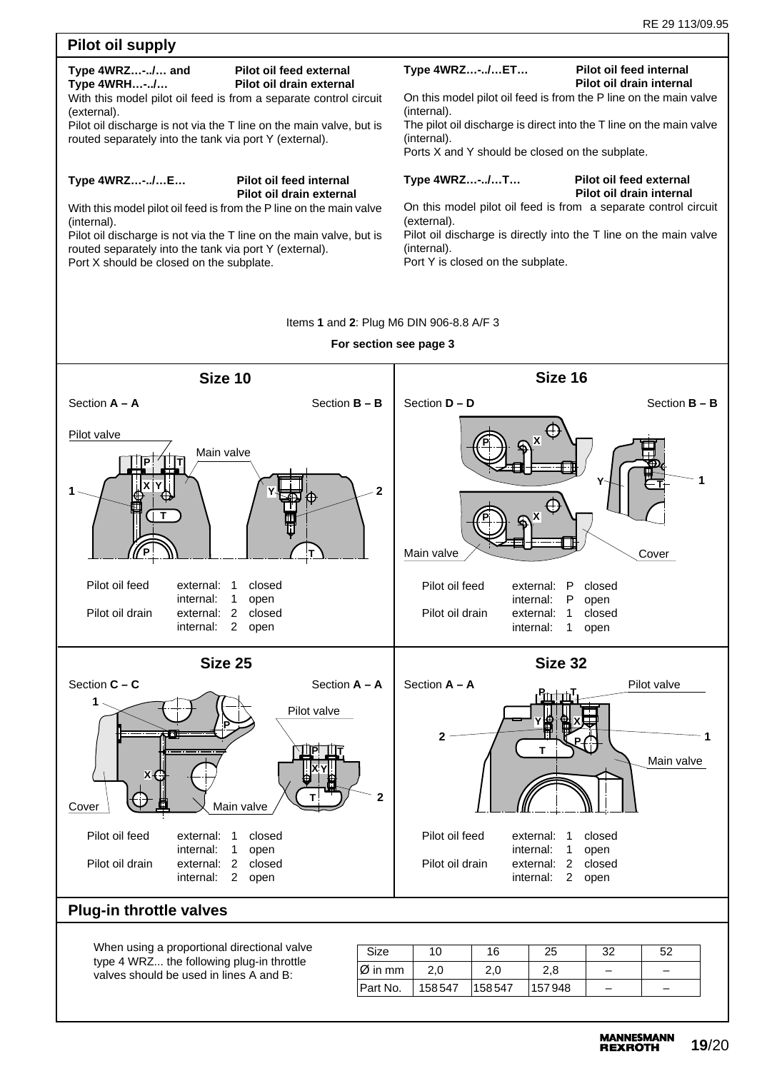## Pilot oil supply

**Type 4WRZ…-../… and Type 4WRH…-../…** — **Pilot oil feed external, Pilot oil drain external**

With this model pilot oil feed is from a separate control circuit (external).

Pilot oil discharge is not via the T line on the main valve, but is routed separately into the tank via port Y (external).

**Type 4WRZ…-../…E…** — **Pilot oil feed internal, Pilot oil drain external**

With this model pilot oil feed is from the P line on the main valve (internal).

Pilot oil discharge is not via the T line on the main valve, but is routed separately into the tank via port Y (external).

Port X should be closed on the subplate.

**Type 4WRZ…-../…ET…** — **Pilot oil feed internal, Pilot oil drain internal**

On this model pilot oil feed is from the P line on the main valve (internal).

The pilot oil discharge is direct into the T line on the main valve (internal).

Ports X and Y should be closed on the subplate.

**Type 4WRZ…-../…T…** — **Pilot oil feed external, Pilot oil drain internal**

On this model pilot oil feed is from a separate control circuit (external).

Pilot oil discharge is directly into the T line on the main valve (internal).

Port Y is closed on the subplate.

Items **1** and **2**: Plug M6 DIN 906-8.8 A/F 3

**For section see page 3**

### Size 10

Section **A – A** / Section **B – B**

Pilot valve, Main valve

| | | | |
|---|---|---|---|
| Pilot oil feed | external: | 1 | closed |
| | internal: | 1 | open |
| Pilot oil drain | external: | 2 | closed |
| | internal: | 2 | open |

### Size 16

Section **D – D** / Section **B – B**

Main valve, Cover

| | | | |
|---|---|---|---|
| Pilot oil feed | external: | P | closed |
| | internal: | P | open |
| Pilot oil drain | external: | 1 | closed |
| | internal: | 1 | open |

### Size 25

Section **C – C** / Section **A – A**

Cover, Main valve, Pilot valve

| | | | |
|---|---|---|---|
| Pilot oil feed | external: | 1 | closed |
| | internal: | 1 | open |
| Pilot oil drain | external: | 2 | closed |
| | internal: | 2 | open |

### Size 32

Section **A – A**

Pilot valve, Main valve

| | | | |
|---|---|---|---|
| Pilot oil feed | external: | 1 | closed |
| | internal: | 1 | open |
| Pilot oil drain | external: | 2 | closed |
| | internal: | 2 | open |

## Plug-in throttle valves

When using a proportional directional valve type 4 WRZ... the following plug-in throttle valves should be used in lines A and B:

| Size | 10 | 16 | 25 | 32 | 52 |
|---|---|---|---|---|---|
| Ø in mm | 2,0 | 2,0 | 2,8 | – | – |
| Part No. | 158 547 | 158 547 | 157 948 | – | – |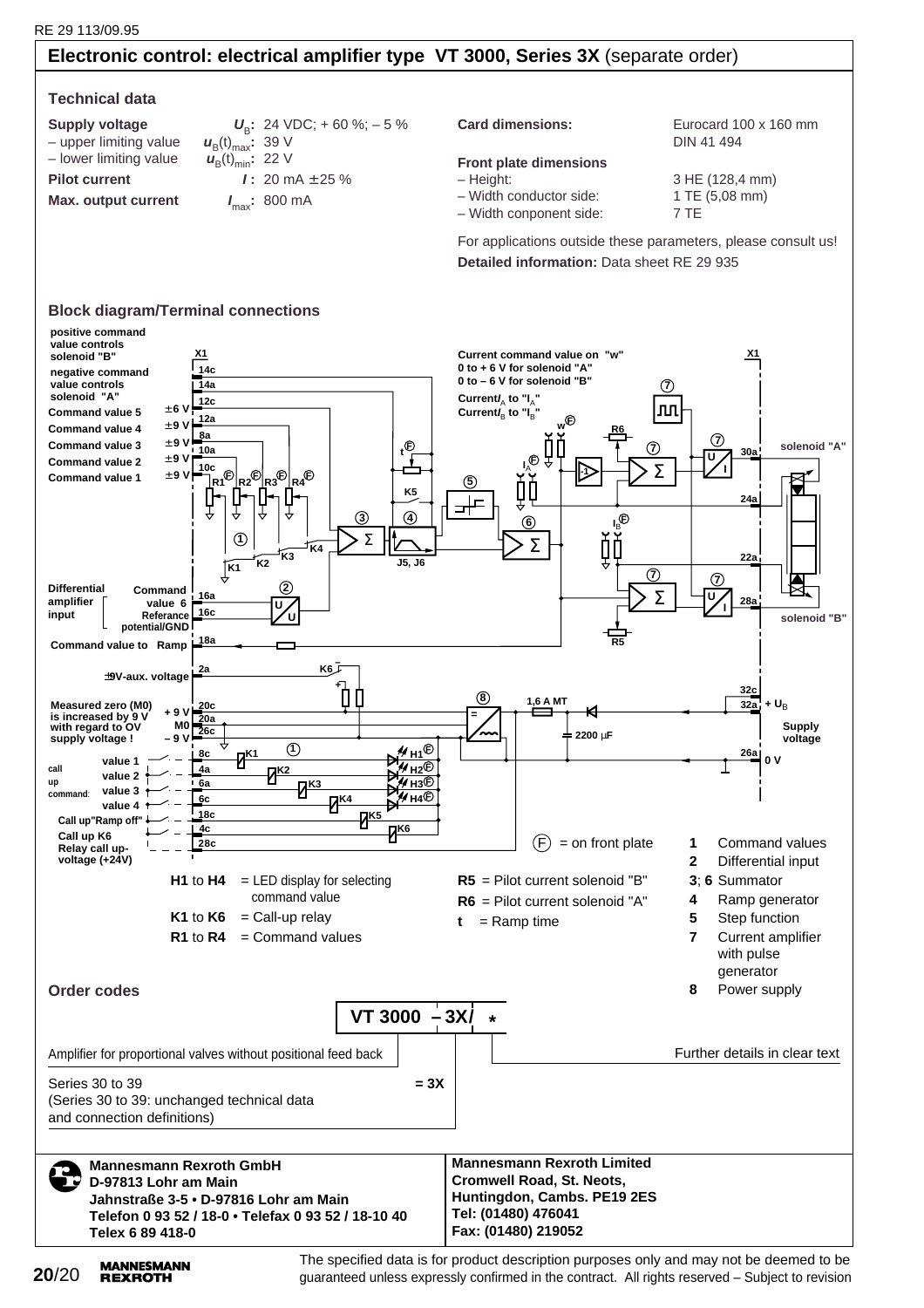# Electronic control: electrical amplifier type VT 3000, Series 3X (separate order)

## Technical data

| | | |
|---|---|---|
| **Supply voltage** | $U_B$: | 24 VDC; + 60 %; – 5 % |
| – upper limiting value | $u_B(t)_{max}$: | 39 V |
| – lower limiting value | $u_B(t)_{min}$: | 22 V |
| **Pilot current** | $I$: | 20 mA ± 25 % |
| **Max. output current** | $I_{max}$: | 800 mA |

| | |
|---|---|
| **Card dimensions:** | Eurocard 100 x 160 mm DIN 41 494 |
| **Front plate dimensions** | |
| – Height: | 3 HE (128,4 mm) |
| – Width conductor side: | 1 TE (5,08 mm) |
| – Width conponent side: | 7 TE |

For applications outside these parameters, please consult us!

**Detailed information:** Data sheet RE 29 935

## Block diagram/Terminal connections

positive command value controls solenoid "B"
negative command value controls solenoid "A"
Command value 5 ±6 V
Command value 4 ±9 V
Command value 3 ±9 V
Command value 2 ±9 V
Command value 1 ±9 V
Differential amplifier input: Command value 6, Referance potential/GND
Command value to Ramp
±9V-aux. voltage
Measured zero (M0) is increased by 9 V with regard to OV supply voltage!
call up command: value 1, value 2, value 3, value 4
Call up "Ramp off"
Call up K6
Relay call up-voltage (+24V)

Current command value on "w"
0 to + 6 V for solenoid "A"
0 to – 6 V for solenoid "B"
Current $I_A$ to "$I_A$"
Current $I_B$ to "$I_B$"

solenoid "A"
solenoid "B"
+ $U_B$ Supply voltage
0 V
1,6 A MT
2200 µF

Ⓕ = on front plate

**H1** to **H4** = LED display for selecting command value
**K1** to **K6** = Call-up relay
**R1** to **R4** = Command values

**R5** = Pilot current solenoid "B"
**R6** = Pilot current solenoid "A"
**t** = Ramp time

1. Command values
2. Differential input
3; 6 Summator
4. Ramp generator
5. Step function
7. Current amplifier with pulse generator
8. Power supply

## Order codes

**VT 3000 – 3X / \***

Amplifier for proportional valves without positional feed back

Series 30 to 39 **= 3X**
(Series 30 to 39: unchanged technical data and connection definitions)

Further details in clear text

**Mannesmann Rexroth GmbH**
**D-97813 Lohr am Main**
**Jahnstraße 3-5 • D-97816 Lohr am Main**
**Telefon 0 93 52 / 18-0 • Telefax 0 93 52 / 18-10 40**
**Telex 6 89 418-0**

**Mannesmann Rexroth Limited**
**Cromwell Road, St. Neots,**
**Huntingdon, Cambs. PE19 2ES**
**Tel: (01480) 476041**
**Fax: (01480) 219052**

The specified data is for product description purposes only and may not be deemed to be guaranteed unless expressly confirmed in the contract. All rights reserved – Subject to revision